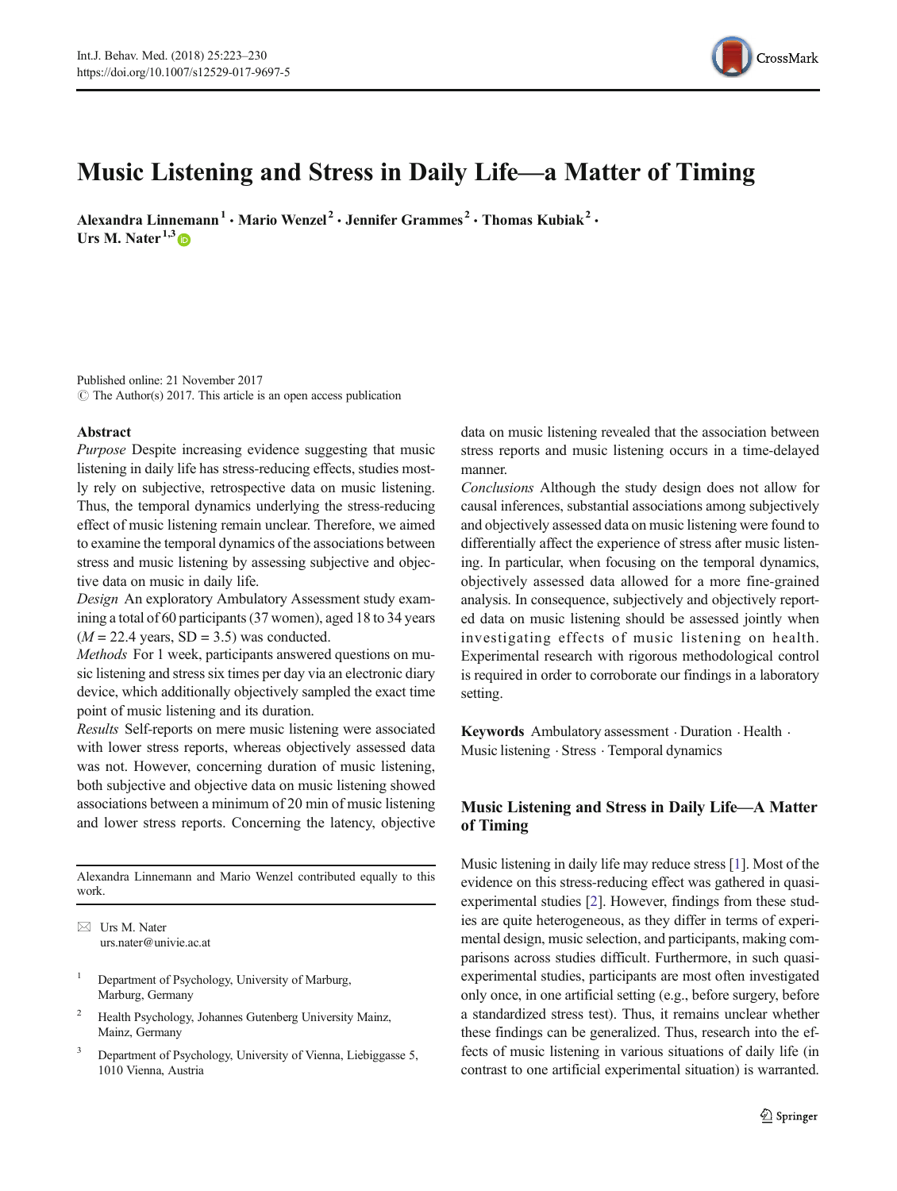# Music Listening and Stress in Daily Life—a Matter of Timing

**Alexandra Linnemann**[1] · **Mario Wenzel**[2] · **Jennifer Grammes**[2] · **Thomas Kubiak**[2] · **Urs M. Nater**[1,3]

Published online: 21 November 2017
© The Author(s) 2017. This article is an open access publication

## Abstract

*Purpose* Despite increasing evidence suggesting that music listening in daily life has stress-reducing effects, studies mostly rely on subjective, retrospective data on music listening. Thus, the temporal dynamics underlying the stress-reducing effect of music listening remain unclear. Therefore, we aimed to examine the temporal dynamics of the associations between stress and music listening by assessing subjective and objective data on music in daily life.

*Design* An exploratory Ambulatory Assessment study examining a total of 60 participants (37 women), aged 18 to 34 years ($M = 22.4$ years, $SD = 3.5$) was conducted.

*Methods* For 1 week, participants answered questions on music listening and stress six times per day via an electronic diary device, which additionally objectively sampled the exact time point of music listening and its duration.

*Results* Self-reports on mere music listening were associated with lower stress reports, whereas objectively assessed data was not. However, concerning duration of music listening, both subjective and objective data on music listening showed associations between a minimum of 20 min of music listening and lower stress reports. Concerning the latency, objective data on music listening revealed that the association between stress reports and music listening occurs in a time-delayed manner.

*Conclusions* Although the study design does not allow for causal inferences, substantial associations among subjectively and objectively assessed data on music listening were found to differentially affect the experience of stress after music listening. In particular, when focusing on the temporal dynamics, objectively assessed data allowed for a more fine-grained analysis. In consequence, subjectively and objectively reported data on music listening should be assessed jointly when investigating effects of music listening on health. Experimental research with rigorous methodological control is required in order to corroborate our findings in a laboratory setting.

**Keywords** Ambulatory assessment · Duration · Health · Music listening · Stress · Temporal dynamics

Alexandra Linnemann and Mario Wenzel contributed equally to this work.

✉ Urs M. Nater
urs.nater@univie.ac.at

[1] Department of Psychology, University of Marburg, Marburg, Germany

[2] Health Psychology, Johannes Gutenberg University Mainz, Mainz, Germany

[3] Department of Psychology, University of Vienna, Liebiggasse 5, 1010 Vienna, Austria

## Music Listening and Stress in Daily Life—A Matter of Timing

Music listening in daily life may reduce stress [1]. Most of the evidence on this stress-reducing effect was gathered in quasi-experimental studies [2]. However, findings from these studies are quite heterogeneous, as they differ in terms of experimental design, music selection, and participants, making comparisons across studies difficult. Furthermore, in such quasi-experimental studies, participants are most often investigated only once, in one artificial setting (e.g., before surgery, before a standardized stress test). Thus, it remains unclear whether these findings can be generalized. Thus, research into the effects of music listening in various situations of daily life (in contrast to one artificial experimental situation) is warranted.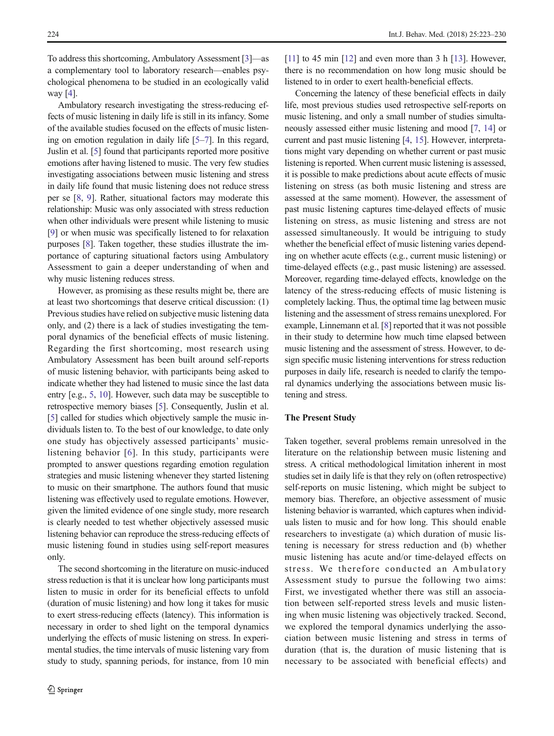To address this shortcoming, Ambulatory Assessment [3]—as a complementary tool to laboratory research—enables psychological phenomena to be studied in an ecologically valid way [4].

Ambulatory research investigating the stress-reducing effects of music listening in daily life is still in its infancy. Some of the available studies focused on the effects of music listening on emotion regulation in daily life [5–7]. In this regard, Juslin et al. [5] found that participants reported more positive emotions after having listened to music. The very few studies investigating associations between music listening and stress in daily life found that music listening does not reduce stress per se [8, 9]. Rather, situational factors may moderate this relationship: Music was only associated with stress reduction when other individuals were present while listening to music [9] or when music was specifically listened to for relaxation purposes [8]. Taken together, these studies illustrate the importance of capturing situational factors using Ambulatory Assessment to gain a deeper understanding of when and why music listening reduces stress.

However, as promising as these results might be, there are at least two shortcomings that deserve critical discussion: (1) Previous studies have relied on subjective music listening data only, and (2) there is a lack of studies investigating the temporal dynamics of the beneficial effects of music listening. Regarding the first shortcoming, most research using Ambulatory Assessment has been built around self-reports of music listening behavior, with participants being asked to indicate whether they had listened to music since the last data entry [e.g., 5, 10]. However, such data may be susceptible to retrospective memory biases [5]. Consequently, Juslin et al. [5] called for studies which objectively sample the music individuals listen to. To the best of our knowledge, to date only one study has objectively assessed participants' music-listening behavior [6]. In this study, participants were prompted to answer questions regarding emotion regulation strategies and music listening whenever they started listening to music on their smartphone. The authors found that music listening was effectively used to regulate emotions. However, given the limited evidence of one single study, more research is clearly needed to test whether objectively assessed music listening behavior can reproduce the stress-reducing effects of music listening found in studies using self-report measures only.

The second shortcoming in the literature on music-induced stress reduction is that it is unclear how long participants must listen to music in order for its beneficial effects to unfold (duration of music listening) and how long it takes for music to exert stress-reducing effects (latency). This information is necessary in order to shed light on the temporal dynamics underlying the effects of music listening on stress. In experimental studies, the time intervals of music listening vary from study to study, spanning periods, for instance, from 10 min [11] to 45 min [12] and even more than 3 h [13]. However, there is no recommendation on how long music should be listened to in order to exert health-beneficial effects.

Concerning the latency of these beneficial effects in daily life, most previous studies used retrospective self-reports on music listening, and only a small number of studies simultaneously assessed either music listening and mood [7, 14] or current and past music listening [4, 15]. However, interpretations might vary depending on whether current or past music listening is reported. When current music listening is assessed, it is possible to make predictions about acute effects of music listening on stress (as both music listening and stress are assessed at the same moment). However, the assessment of past music listening captures time-delayed effects of music listening on stress, as music listening and stress are not assessed simultaneously. It would be intriguing to study whether the beneficial effect of music listening varies depending on whether acute effects (e.g., current music listening) or time-delayed effects (e.g., past music listening) are assessed. Moreover, regarding time-delayed effects, knowledge on the latency of the stress-reducing effects of music listening is completely lacking. Thus, the optimal time lag between music listening and the assessment of stress remains unexplored. For example, Linnemann et al. [8] reported that it was not possible in their study to determine how much time elapsed between music listening and the assessment of stress. However, to design specific music listening interventions for stress reduction purposes in daily life, research is needed to clarify the temporal dynamics underlying the associations between music listening and stress.

## The Present Study

Taken together, several problems remain unresolved in the literature on the relationship between music listening and stress. A critical methodological limitation inherent in most studies set in daily life is that they rely on (often retrospective) self-reports on music listening, which might be subject to memory bias. Therefore, an objective assessment of music listening behavior is warranted, which captures when individuals listen to music and for how long. This should enable researchers to investigate (a) which duration of music listening is necessary for stress reduction and (b) whether music listening has acute and/or time-delayed effects on stress. We therefore conducted an Ambulatory Assessment study to pursue the following two aims: First, we investigated whether there was still an association between self-reported stress levels and music listening when music listening was objectively tracked. Second, we explored the temporal dynamics underlying the association between music listening and stress in terms of duration (that is, the duration of music listening that is necessary to be associated with beneficial effects) and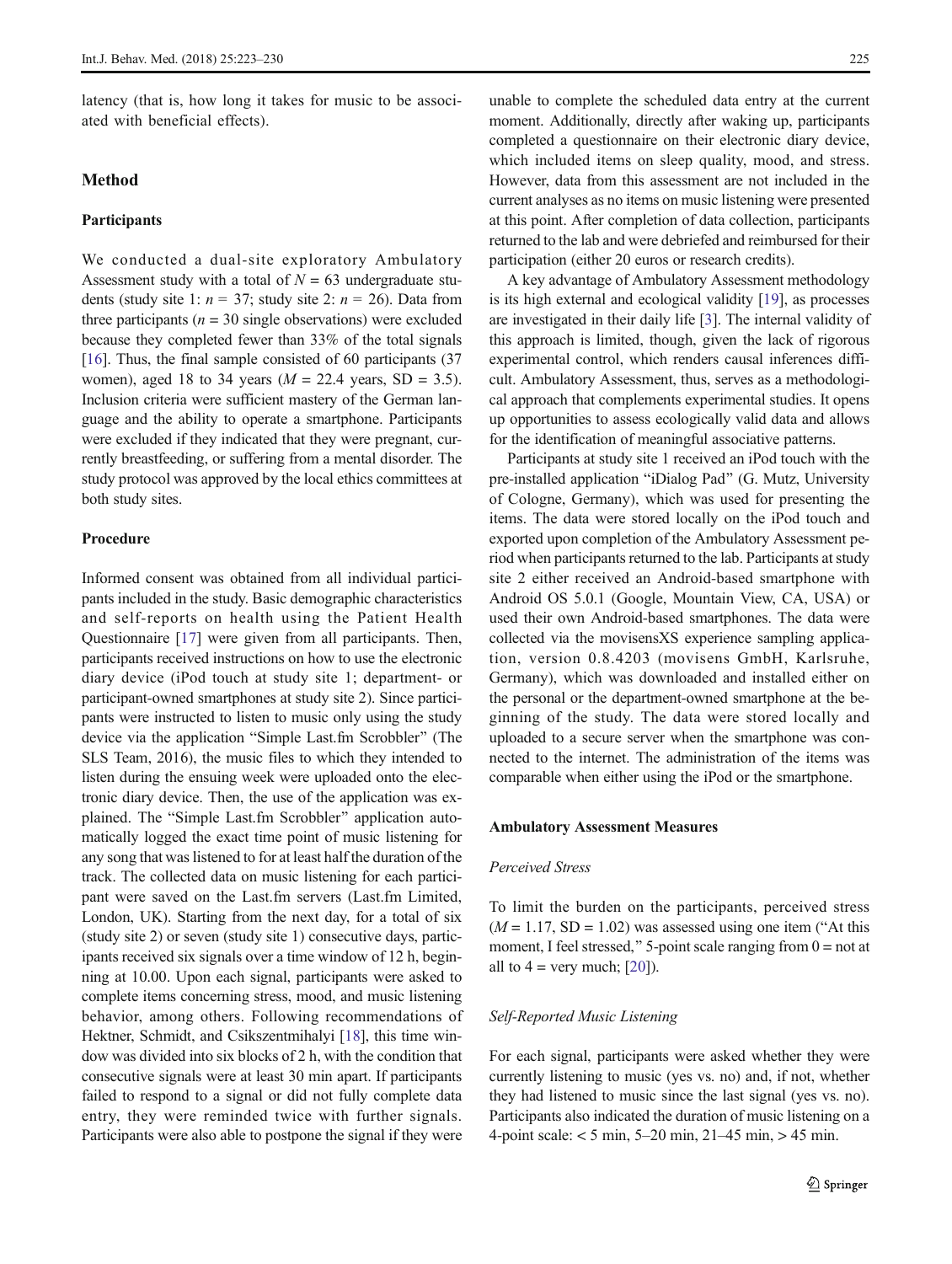latency (that is, how long it takes for music to be associated with beneficial effects).

## Method

### Participants

We conducted a dual-site exploratory Ambulatory Assessment study with a total of $N = 63$ undergraduate students (study site 1: $n = 37$; study site 2: $n = 26$). Data from three participants ($n = 30$ single observations) were excluded because they completed fewer than 33% of the total signals [16]. Thus, the final sample consisted of 60 participants (37 women), aged 18 to 34 years ($M = 22.4$ years, SD = 3.5). Inclusion criteria were sufficient mastery of the German language and the ability to operate a smartphone. Participants were excluded if they indicated that they were pregnant, currently breastfeeding, or suffering from a mental disorder. The study protocol was approved by the local ethics committees at both study sites.

### Procedure

Informed consent was obtained from all individual participants included in the study. Basic demographic characteristics and self-reports on health using the Patient Health Questionnaire [17] were given from all participants. Then, participants received instructions on how to use the electronic diary device (iPod touch at study site 1; department- or participant-owned smartphones at study site 2). Since participants were instructed to listen to music only using the study device via the application "Simple Last.fm Scrobbler" (The SLS Team, 2016), the music files to which they intended to listen during the ensuing week were uploaded onto the electronic diary device. Then, the use of the application was explained. The "Simple Last.fm Scrobbler" application automatically logged the exact time point of music listening for any song that was listened to for at least half the duration of the track. The collected data on music listening for each participant were saved on the Last.fm servers (Last.fm Limited, London, UK). Starting from the next day, for a total of six (study site 2) or seven (study site 1) consecutive days, participants received six signals over a time window of 12 h, beginning at 10.00. Upon each signal, participants were asked to complete items concerning stress, mood, and music listening behavior, among others. Following recommendations of Hektner, Schmidt, and Csikszentmihalyi [18], this time window was divided into six blocks of 2 h, with the condition that consecutive signals were at least 30 min apart. If participants failed to respond to a signal or did not fully complete data entry, they were reminded twice with further signals. Participants were also able to postpone the signal if they were unable to complete the scheduled data entry at the current moment. Additionally, directly after waking up, participants completed a questionnaire on their electronic diary device, which included items on sleep quality, mood, and stress. However, data from this assessment are not included in the current analyses as no items on music listening were presented at this point. After completion of data collection, participants returned to the lab and were debriefed and reimbursed for their participation (either 20 euros or research credits).

A key advantage of Ambulatory Assessment methodology is its high external and ecological validity [19], as processes are investigated in their daily life [3]. The internal validity of this approach is limited, though, given the lack of rigorous experimental control, which renders causal inferences difficult. Ambulatory Assessment, thus, serves as a methodological approach that complements experimental studies. It opens up opportunities to assess ecologically valid data and allows for the identification of meaningful associative patterns.

Participants at study site 1 received an iPod touch with the pre-installed application "iDialog Pad" (G. Mutz, University of Cologne, Germany), which was used for presenting the items. The data were stored locally on the iPod touch and exported upon completion of the Ambulatory Assessment period when participants returned to the lab. Participants at study site 2 either received an Android-based smartphone with Android OS 5.0.1 (Google, Mountain View, CA, USA) or used their own Android-based smartphones. The data were collected via the movisensXS experience sampling application, version 0.8.4203 (movisens GmbH, Karlsruhe, Germany), which was downloaded and installed either on the personal or the department-owned smartphone at the beginning of the study. The data were stored locally and uploaded to a secure server when the smartphone was connected to the internet. The administration of the items was comparable when either using the iPod or the smartphone.

### Ambulatory Assessment Measures

#### *Perceived Stress*

To limit the burden on the participants, perceived stress ($M = 1.17$, SD = 1.02) was assessed using one item ("At this moment, I feel stressed," 5-point scale ranging from 0 = not at all to 4 = very much; [20]).

#### *Self-Reported Music Listening*

For each signal, participants were asked whether they were currently listening to music (yes vs. no) and, if not, whether they had listened to music since the last signal (yes vs. no). Participants also indicated the duration of music listening on a 4-point scale: < 5 min, 5–20 min, 21–45 min, > 45 min.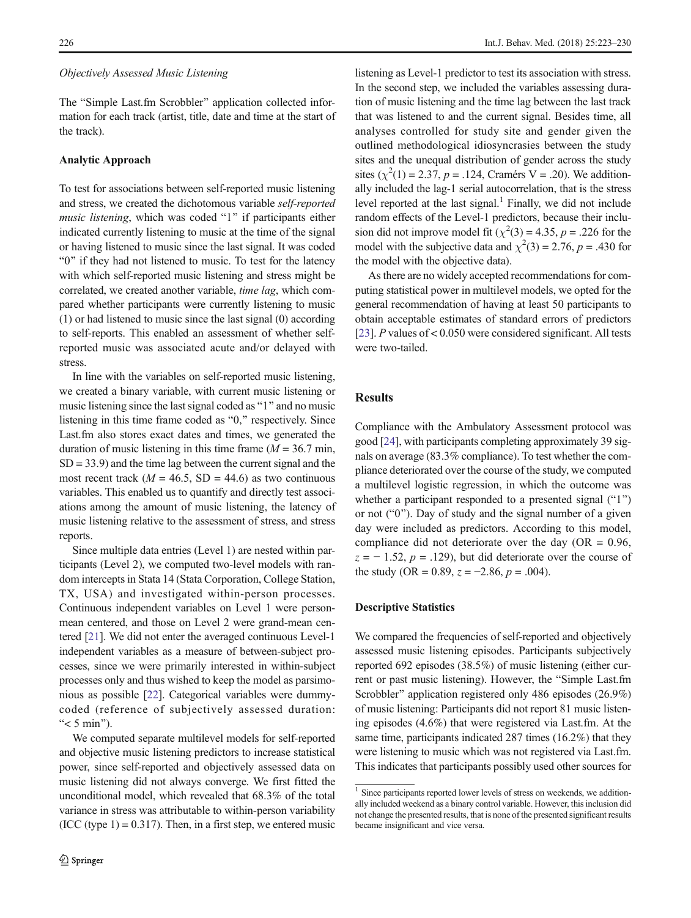*Objectively Assessed Music Listening*

The "Simple Last.fm Scrobbler" application collected information for each track (artist, title, date and time at the start of the track).

### Analytic Approach

To test for associations between self-reported music listening and stress, we created the dichotomous variable *self-reported music listening*, which was coded "1" if participants either indicated currently listening to music at the time of the signal or having listened to music since the last signal. It was coded "0" if they had not listened to music. To test for the latency with which self-reported music listening and stress might be correlated, we created another variable, *time lag*, which compared whether participants were currently listening to music (1) or had listened to music since the last signal (0) according to self-reports. This enabled an assessment of whether self-reported music was associated acute and/or delayed with stress.

In line with the variables on self-reported music listening, we created a binary variable, with current music listening or music listening since the last signal coded as "1" and no music listening in this time frame coded as "0," respectively. Since Last.fm also stores exact dates and times, we generated the duration of music listening in this time frame ($M$ = 36.7 min, SD = 33.9) and the time lag between the current signal and the most recent track ($M$ = 46.5, SD = 44.6) as two continuous variables. This enabled us to quantify and directly test associations among the amount of music listening, the latency of music listening relative to the assessment of stress, and stress reports.

Since multiple data entries (Level 1) are nested within participants (Level 2), we computed two-level models with random intercepts in Stata 14 (Stata Corporation, College Station, TX, USA) and investigated within-person processes. Continuous independent variables on Level 1 were person-mean centered, and those on Level 2 were grand-mean centered [21]. We did not enter the averaged continuous Level-1 independent variables as a measure of between-subject processes, since we were primarily interested in within-subject processes only and thus wished to keep the model as parsimonious as possible [22]. Categorical variables were dummy-coded (reference of subjectively assessed duration: "< 5 min").

We computed separate multilevel models for self-reported and objective music listening predictors to increase statistical power, since self-reported and objectively assessed data on music listening did not always converge. We first fitted the unconditional model, which revealed that 68.3% of the total variance in stress was attributable to within-person variability (ICC (type 1) = 0.317). Then, in a first step, we entered music listening as Level-1 predictor to test its association with stress. In the second step, we included the variables assessing duration of music listening and the time lag between the last track that was listened to and the current signal. Besides time, all analyses controlled for study site and gender given the outlined methodological idiosyncrasies between the study sites and the unequal distribution of gender across the study sites ($\chi^2(1) = 2.37$, $p = .124$, Cramérs V = .20). We additionally included the lag-1 serial autocorrelation, that is the stress level reported at the last signal.[1] Finally, we did not include random effects of the Level-1 predictors, because their inclusion did not improve model fit ($\chi^2(3) = 4.35$, $p = .226$ for the model with the subjective data and $\chi^2(3) = 2.76$, $p = .430$ for the model with the objective data).

As there are no widely accepted recommendations for computing statistical power in multilevel models, we opted for the general recommendation of having at least 50 participants to obtain acceptable estimates of standard errors of predictors [23]. *P* values of < 0.050 were considered significant. All tests were two-tailed.

## Results

Compliance with the Ambulatory Assessment protocol was good [24], with participants completing approximately 39 signals on average (83.3% compliance). To test whether the compliance deteriorated over the course of the study, we computed a multilevel logistic regression, in which the outcome was whether a participant responded to a presented signal ("1") or not ("0"). Day of study and the signal number of a given day were included as predictors. According to this model, compliance did not deteriorate over the day (OR = 0.96, $z = -1.52$, $p = .129$), but did deteriorate over the course of the study (OR = 0.89, $z = -2.86$, $p = .004$).

### Descriptive Statistics

We compared the frequencies of self-reported and objectively assessed music listening episodes. Participants subjectively reported 692 episodes (38.5%) of music listening (either current or past music listening). However, the "Simple Last.fm Scrobbler" application registered only 486 episodes (26.9%) of music listening: Participants did not report 81 music listening episodes (4.6%) that were registered via Last.fm. At the same time, participants indicated 287 times (16.2%) that they were listening to music which was not registered via Last.fm. This indicates that participants possibly used other sources for

[1] Since participants reported lower levels of stress on weekends, we additionally included weekend as a binary control variable. However, this inclusion did not change the presented results, that is none of the presented significant results became insignificant and vice versa.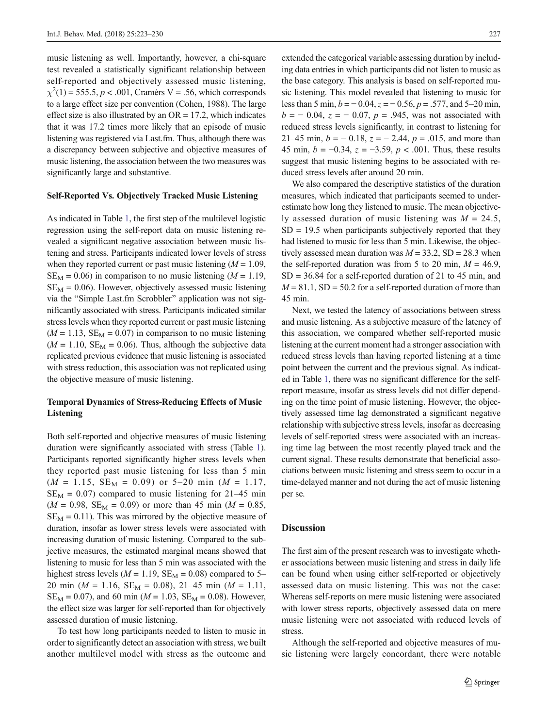music listening as well. Importantly, however, a chi-square test revealed a statistically significant relationship between self-reported and objectively assessed music listening, $\chi^2(1) = 555.5$, $p < .001$, Cramérs V = .56, which corresponds to a large effect size per convention (Cohen, 1988). The large effect size is also illustrated by an OR = 17.2, which indicates that it was 17.2 times more likely that an episode of music listening was registered via Last.fm. Thus, although there was a discrepancy between subjective and objective measures of music listening, the association between the two measures was significantly large and substantive.

### Self-Reported Vs. Objectively Tracked Music Listening

As indicated in Table 1, the first step of the multilevel logistic regression using the self-report data on music listening revealed a significant negative association between music listening and stress. Participants indicated lower levels of stress when they reported current or past music listening ($M = 1.09$, $SE_M = 0.06$) in comparison to no music listening ($M = 1.19$, $SE_M = 0.06$). However, objectively assessed music listening via the "Simple Last.fm Scrobbler" application was not significantly associated with stress. Participants indicated similar stress levels when they reported current or past music listening ($M = 1.13$, $SE_M = 0.07$) in comparison to no music listening ($M = 1.10$, $SE_M = 0.06$). Thus, although the subjective data replicated previous evidence that music listening is associated with stress reduction, this association was not replicated using the objective measure of music listening.

### Temporal Dynamics of Stress-Reducing Effects of Music Listening

Both self-reported and objective measures of music listening duration were significantly associated with stress (Table 1). Participants reported significantly higher stress levels when they reported past music listening for less than 5 min ($M = 1.15$, $SE_M = 0.09$) or 5–20 min ($M = 1.17$, $SE_M = 0.07$) compared to music listening for 21–45 min ($M = 0.98$, $SE_M = 0.09$) or more than 45 min ($M = 0.85$, $SE_M = 0.11$). This was mirrored by the objective measure of duration, insofar as lower stress levels were associated with increasing duration of music listening. Compared to the subjective measures, the estimated marginal means showed that listening to music for less than 5 min was associated with the highest stress levels ($M = 1.19$, $SE_M = 0.08$) compared to 5–20 min ($M = 1.16$, $SE_M = 0.08$), 21–45 min ($M = 1.11$, $SE_M = 0.07$), and 60 min ($M = 1.03$, $SE_M = 0.08$). However, the effect size was larger for self-reported than for objectively assessed duration of music listening.

To test how long participants needed to listen to music in order to significantly detect an association with stress, we built another multilevel model with stress as the outcome and extended the categorical variable assessing duration by including data entries in which participants did not listen to music as the base category. This analysis is based on self-reported music listening. This model revealed that listening to music for less than 5 min, $b = -0.04$, $z = -0.56$, $p = .577$, and 5–20 min, $b = -0.04$, $z = -0.07$, $p = .945$, was not associated with reduced stress levels significantly, in contrast to listening for 21–45 min, $b = -0.18$, $z = -2.44$, $p = .015$, and more than 45 min, $b = -0.34$, $z = -3.59$, $p < .001$. Thus, these results suggest that music listening begins to be associated with reduced stress levels after around 20 min.

We also compared the descriptive statistics of the duration measures, which indicated that participants seemed to underestimate how long they listened to music. The mean objectively assessed duration of music listening was $M = 24.5$, $SD = 19.5$ when participants subjectively reported that they had listened to music for less than 5 min. Likewise, the objectively assessed mean duration was $M = 33.2$, $SD = 28.3$ when the self-reported duration was from 5 to 20 min, $M = 46.9$, $SD = 36.84$ for a self-reported duration of 21 to 45 min, and $M = 81.1$, $SD = 50.2$ for a self-reported duration of more than 45 min.

Next, we tested the latency of associations between stress and music listening. As a subjective measure of the latency of this association, we compared whether self-reported music listening at the current moment had a stronger association with reduced stress levels than having reported listening at a time point between the current and the previous signal. As indicated in Table 1, there was no significant difference for the self-report measure, insofar as stress levels did not differ depending on the time point of music listening. However, the objectively assessed time lag demonstrated a significant negative relationship with subjective stress levels, insofar as decreasing levels of self-reported stress were associated with an increasing time lag between the most recently played track and the current signal. These results demonstrate that beneficial associations between music listening and stress seem to occur in a time-delayed manner and not during the act of music listening per se.

## Discussion

The first aim of the present research was to investigate whether associations between music listening and stress in daily life can be found when using either self-reported or objectively assessed data on music listening. This was not the case: Whereas self-reports on mere music listening were associated with lower stress reports, objectively assessed data on mere music listening were not associated with reduced levels of stress.

Although the self-reported and objective measures of music listening were largely concordant, there were notable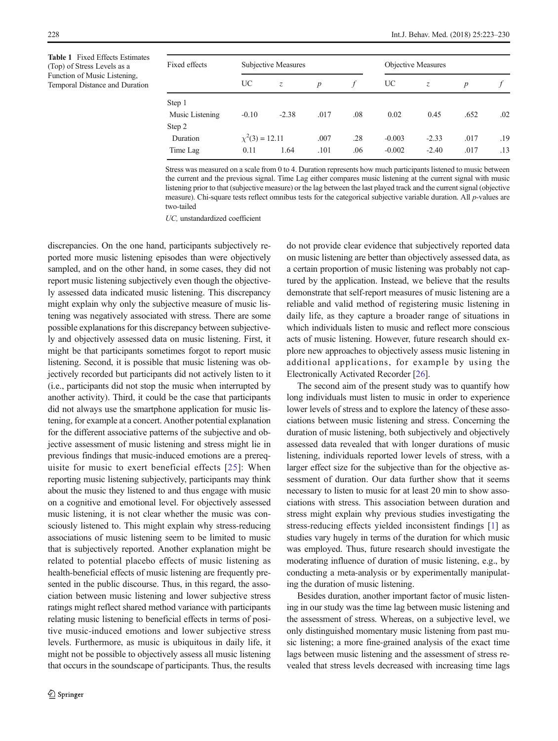**Table 1** Fixed Effects Estimates (Top) of Stress Levels as a Function of Music Listening, Temporal Distance and Duration

| Fixed effects | Subjective Measures | | | | Objective Measures | | | |
|---|---|---|---|---|---|---|---|---|
| | UC | *z* | *p* | *f* | UC | *z* | *p* | *f* |
| Step 1 | | | | | | | | |
| Music Listening | -0.10 | -2.38 | .017 | .08 | 0.02 | 0.45 | .652 | .02 |
| Step 2 | | | | | | | | |
| Duration | $\chi^2(3) = 12.11$ | | .007 | .28 | -0.003 | -2.33 | .017 | .19 |
| Time Lag | 0.11 | 1.64 | .101 | .06 | -0.002 | -2.40 | .017 | .13 |

Stress was measured on a scale from 0 to 4. Duration represents how much participants listened to music between the current and the previous signal. Time Lag either compares music listening at the current signal with music listening prior to that (subjective measure) or the lag between the last played track and the current signal (objective measure). Chi-square tests reflect omnibus tests for the categorical subjective variable duration. All *p*-values are two-tailed

*UC*, unstandardized coefficient

discrepancies. On the one hand, participants subjectively reported more music listening episodes than were objectively sampled, and on the other hand, in some cases, they did not report music listening subjectively even though the objectively assessed data indicated music listening. This discrepancy might explain why only the subjective measure of music listening was negatively associated with stress. There are some possible explanations for this discrepancy between subjectively and objectively assessed data on music listening. First, it might be that participants sometimes forgot to report music listening. Second, it is possible that music listening was objectively recorded but participants did not actively listen to it (i.e., participants did not stop the music when interrupted by another activity). Third, it could be the case that participants did not always use the smartphone application for music listening, for example at a concert. Another potential explanation for the different associative patterns of the subjective and objective assessment of music listening and stress might lie in previous findings that music-induced emotions are a prerequisite for music to exert beneficial effects [25]: When reporting music listening subjectively, participants may think about the music they listened to and thus engage with music on a cognitive and emotional level. For objectively assessed music listening, it is not clear whether the music was consciously listened to. This might explain why stress-reducing associations of music listening seem to be limited to music that is subjectively reported. Another explanation might be related to potential placebo effects of music listening as health-beneficial effects of music listening are frequently presented in the public discourse. Thus, in this regard, the association between music listening and lower subjective stress ratings might reflect shared method variance with participants relating music listening to beneficial effects in terms of positive music-induced emotions and lower subjective stress levels. Furthermore, as music is ubiquitous in daily life, it might not be possible to objectively assess all music listening that occurs in the soundscape of participants. Thus, the results do not provide clear evidence that subjectively reported data on music listening are better than objectively assessed data, as a certain proportion of music listening was probably not captured by the application. Instead, we believe that the results demonstrate that self-report measures of music listening are a reliable and valid method of registering music listening in daily life, as they capture a broader range of situations in which individuals listen to music and reflect more conscious acts of music listening. However, future research should explore new approaches to objectively assess music listening in additional applications, for example by using the Electronically Activated Recorder [26].

The second aim of the present study was to quantify how long individuals must listen to music in order to experience lower levels of stress and to explore the latency of these associations between music listening and stress. Concerning the duration of music listening, both subjectively and objectively assessed data revealed that with longer durations of music listening, individuals reported lower levels of stress, with a larger effect size for the subjective than for the objective assessment of duration. Our data further show that it seems necessary to listen to music for at least 20 min to show associations with stress. This association between duration and stress might explain why previous studies investigating the stress-reducing effects yielded inconsistent findings [1] as studies vary hugely in terms of the duration for which music was employed. Thus, future research should investigate the moderating influence of duration of music listening, e.g., by conducting a meta-analysis or by experimentally manipulating the duration of music listening.

Besides duration, another important factor of music listening in our study was the time lag between music listening and the assessment of stress. Whereas, on a subjective level, we only distinguished momentary music listening from past music listening; a more fine-grained analysis of the exact time lags between music listening and the assessment of stress revealed that stress levels decreased with increasing time lags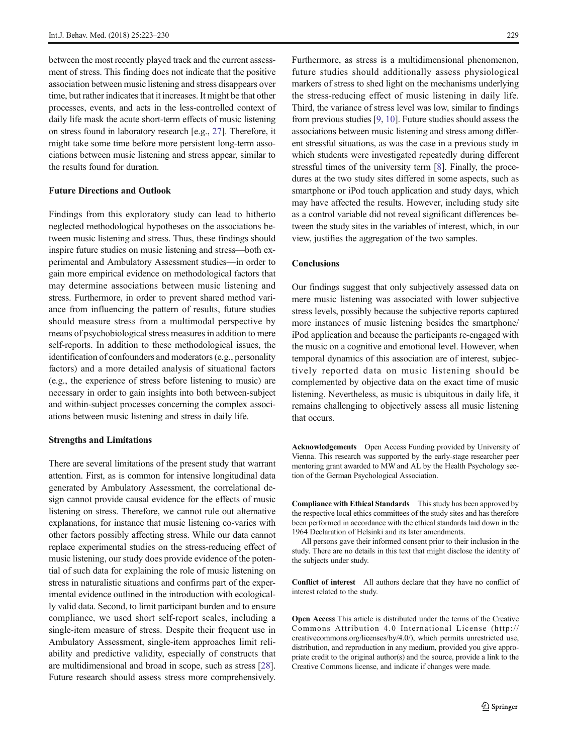between the most recently played track and the current assessment of stress. This finding does not indicate that the positive association between music listening and stress disappears over time, but rather indicates that it increases. It might be that other processes, events, and acts in the less-controlled context of daily life mask the acute short-term effects of music listening on stress found in laboratory research [e.g., 27]. Therefore, it might take some time before more persistent long-term associations between music listening and stress appear, similar to the results found for duration.

### Future Directions and Outlook

Findings from this exploratory study can lead to hitherto neglected methodological hypotheses on the associations between music listening and stress. Thus, these findings should inspire future studies on music listening and stress—both experimental and Ambulatory Assessment studies—in order to gain more empirical evidence on methodological factors that may determine associations between music listening and stress. Furthermore, in order to prevent shared method variance from influencing the pattern of results, future studies should measure stress from a multimodal perspective by means of psychobiological stress measures in addition to mere self-reports. In addition to these methodological issues, the identification of confounders and moderators (e.g., personality factors) and a more detailed analysis of situational factors (e.g., the experience of stress before listening to music) are necessary in order to gain insights into both between-subject and within-subject processes concerning the complex associations between music listening and stress in daily life.

### Strengths and Limitations

There are several limitations of the present study that warrant attention. First, as is common for intensive longitudinal data generated by Ambulatory Assessment, the correlational design cannot provide causal evidence for the effects of music listening on stress. Therefore, we cannot rule out alternative explanations, for instance that music listening co-varies with other factors possibly affecting stress. While our data cannot replace experimental studies on the stress-reducing effect of music listening, our study does provide evidence of the potential of such data for explaining the role of music listening on stress in naturalistic situations and confirms part of the experimental evidence outlined in the introduction with ecologically valid data. Second, to limit participant burden and to ensure compliance, we used short self-report scales, including a single-item measure of stress. Despite their frequent use in Ambulatory Assessment, single-item approaches limit reliability and predictive validity, especially of constructs that are multidimensional and broad in scope, such as stress [28]. Future research should assess stress more comprehensively. Furthermore, as stress is a multidimensional phenomenon, future studies should additionally assess physiological markers of stress to shed light on the mechanisms underlying the stress-reducing effect of music listening in daily life. Third, the variance of stress level was low, similar to findings from previous studies [9, 10]. Future studies should assess the associations between music listening and stress among different stressful situations, as was the case in a previous study in which students were investigated repeatedly during different stressful times of the university term [8]. Finally, the procedures at the two study sites differed in some aspects, such as smartphone or iPod touch application and study days, which may have affected the results. However, including study site as a control variable did not reveal significant differences between the study sites in the variables of interest, which, in our view, justifies the aggregation of the two samples.

## Conclusions

Our findings suggest that only subjectively assessed data on mere music listening was associated with lower subjective stress levels, possibly because the subjective reports captured more instances of music listening besides the smartphone/iPod application and because the participants re-engaged with the music on a cognitive and emotional level. However, when temporal dynamics of this association are of interest, subjectively reported data on music listening should be complemented by objective data on the exact time of music listening. Nevertheless, as music is ubiquitous in daily life, it remains challenging to objectively assess all music listening that occurs.

**Acknowledgements** Open Access Funding provided by University of Vienna. This research was supported by the early-stage researcher peer mentoring grant awarded to MW and AL by the Health Psychology section of the German Psychological Association.

**Compliance with Ethical Standards** This study has been approved by the respective local ethics committees of the study sites and has therefore been performed in accordance with the ethical standards laid down in the 1964 Declaration of Helsinki and its later amendments.

All persons gave their informed consent prior to their inclusion in the study. There are no details in this text that might disclose the identity of the subjects under study.

**Conflict of interest** All authors declare that they have no conflict of interest related to the study.

**Open Access** This article is distributed under the terms of the Creative Commons Attribution 4.0 International License (http://creativecommons.org/licenses/by/4.0/), which permits unrestricted use, distribution, and reproduction in any medium, provided you give appropriate credit to the original author(s) and the source, provide a link to the Creative Commons license, and indicate if changes were made.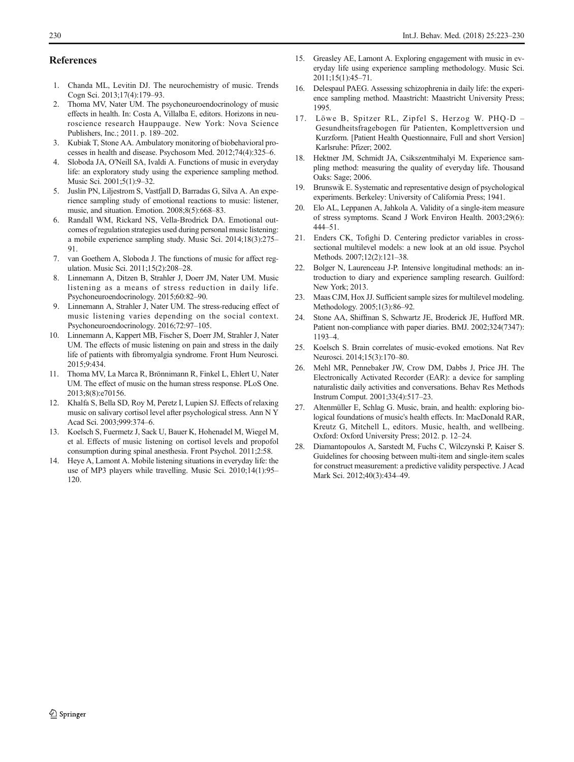## References

1. Chanda ML, Levitin DJ. The neurochemistry of music. Trends Cogn Sci. 2013;17(4):179–93.
2. Thoma MV, Nater UM. The psychoneuroendocrinology of music effects in health. In: Costa A, Villalba E, editors. Horizons in neuroscience research Hauppauge. New York: Nova Science Publishers, Inc.; 2011. p. 189–202.
3. Kubiak T, Stone AA. Ambulatory monitoring of biobehavioral processes in health and disease. Psychosom Med. 2012;74(4):325–6.
4. Sloboda JA, O'Neill SA, Ivaldi A. Functions of music in everyday life: an exploratory study using the experience sampling method. Music Sci. 2001;5(1):9–32.
5. Juslin PN, Liljestrom S, Vastfjall D, Barradas G, Silva A. An experience sampling study of emotional reactions to music: listener, music, and situation. Emotion. 2008;8(5):668–83.
6. Randall WM, Rickard NS, Vella-Brodrick DA. Emotional outcomes of regulation strategies used during personal music listening: a mobile experience sampling study. Music Sci. 2014;18(3):275–91.
7. van Goethem A, Sloboda J. The functions of music for affect regulation. Music Sci. 2011;15(2):208–28.
8. Linnemann A, Ditzen B, Strahler J, Doerr JM, Nater UM. Music listening as a means of stress reduction in daily life. Psychoneuroendocrinology. 2015;60:82–90.
9. Linnemann A, Strahler J, Nater UM. The stress-reducing effect of music listening varies depending on the social context. Psychoneuroendocrinology. 2016;72:97–105.
10. Linnemann A, Kappert MB, Fischer S, Doerr JM, Strahler J, Nater UM. The effects of music listening on pain and stress in the daily life of patients with fibromyalgia syndrome. Front Hum Neurosci. 2015;9:434.
11. Thoma MV, La Marca R, Brönnimann R, Finkel L, Ehlert U, Nater UM. The effect of music on the human stress response. PLoS One. 2013;8(8):e70156.
12. Khalfa S, Bella SD, Roy M, Peretz I, Lupien SJ. Effects of relaxing music on salivary cortisol level after psychological stress. Ann N Y Acad Sci. 2003;999:374–6.
13. Koelsch S, Fuermetz J, Sack U, Bauer K, Hohenadel M, Wiegel M, et al. Effects of music listening on cortisol levels and propofol consumption during spinal anesthesia. Front Psychol. 2011;2:58.
14. Heye A, Lamont A. Mobile listening situations in everyday life: the use of MP3 players while travelling. Music Sci. 2010;14(1):95–120.
15. Greasley AE, Lamont A. Exploring engagement with music in everyday life using experience sampling methodology. Music Sci. 2011;15(1):45–71.
16. Delespaul PAEG. Assessing schizophrenia in daily life: the experience sampling method. Maastricht: Maastricht University Press; 1995.
17. Löwe B, Spitzer RL, Zipfel S, Herzog W. PHQ-D – Gesundheitsfragebogen für Patienten, Komplettversion und Kurzform. [Patient Health Questionnaire, Full and short Version] Karlsruhe: Pfizer; 2002.
18. Hektner JM, Schmidt JA, Csikszentmihalyi M. Experience sampling method: measuring the quality of everyday life. Thousand Oaks: Sage; 2006.
19. Brunswik E. Systematic and representative design of psychological experiments. Berkeley: University of California Press; 1941.
20. Elo AL, Leppanen A, Jahkola A. Validity of a single-item measure of stress symptoms. Scand J Work Environ Health. 2003;29(6):444–51.
21. Enders CK, Tofighi D. Centering predictor variables in cross-sectional multilevel models: a new look at an old issue. Psychol Methods. 2007;12(2):121–38.
22. Bolger N, Laurenceau J-P. Intensive longitudinal methods: an introduction to diary and experience sampling research. Guilford: New York; 2013.
23. Maas CJM, Hox JJ. Sufficient sample sizes for multilevel modeling. Methodology. 2005;1(3):86–92.
24. Stone AA, Shiffman S, Schwartz JE, Broderick JE, Hufford MR. Patient non-compliance with paper diaries. BMJ. 2002;324(7347):1193–4.
25. Koelsch S. Brain correlates of music-evoked emotions. Nat Rev Neurosci. 2014;15(3):170–80.
26. Mehl MR, Pennebaker JW, Crow DM, Dabbs J, Price JH. The Electronically Activated Recorder (EAR): a device for sampling naturalistic daily activities and conversations. Behav Res Methods Instrum Comput. 2001;33(4):517–23.
27. Altenmüller E, Schlag G. Music, brain, and health: exploring biological foundations of music's health effects. In: MacDonald RAR, Kreutz G, Mitchell L, editors. Music, health, and wellbeing. Oxford: Oxford University Press; 2012. p. 12–24.
28. Diamantopoulos A, Sarstedt M, Fuchs C, Wilczynski P, Kaiser S. Guidelines for choosing between multi-item and single-item scales for construct measurement: a predictive validity perspective. J Acad Mark Sci. 2012;40(3):434–49.